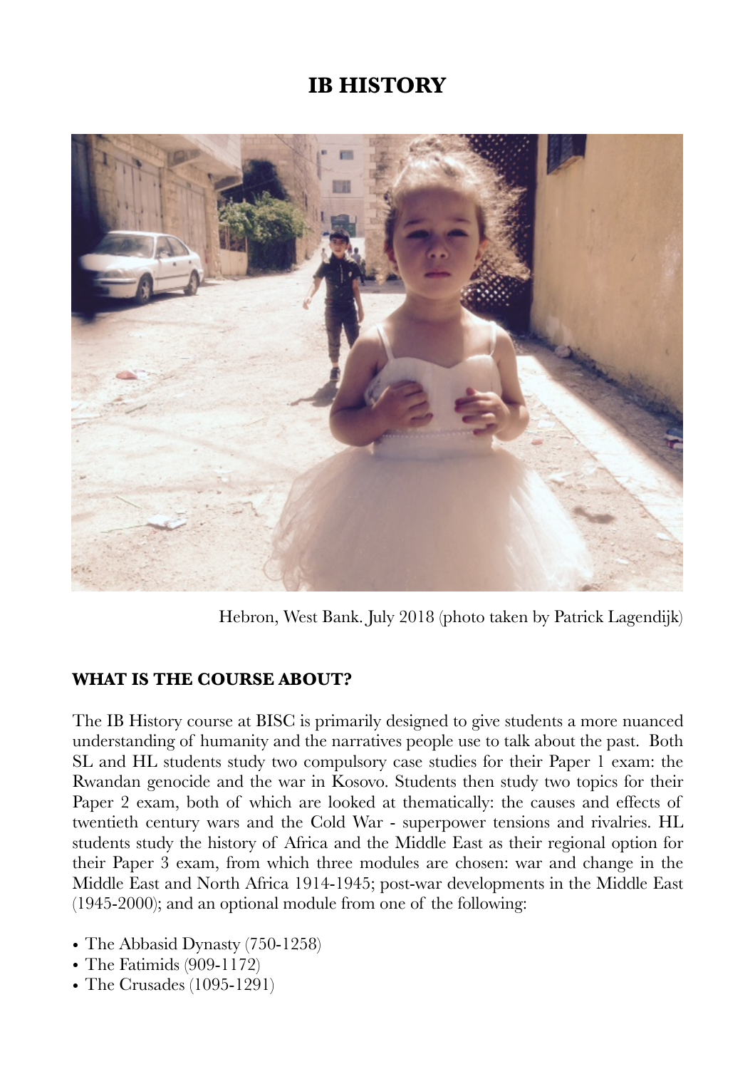# IB HISTORY

Hebron, West Bank. July 2018 (photo taken by Patrick Lagendijk)

## WHAT IS THE COURSE ABOUT?

The IB History course at BISC is primarily designed to give students a more nuanced understanding of humanity and the narratives people use to talk about the past. Both SL and HL students study two compulsory case studies for their Paper 1 exam: the Rwandan genocide and the war in Kosovo. Students then study two topics for their Paper 2 exam, both of which are looked at thematically: the causes and effects of twentieth century wars and the Cold War - superpower tensions and rivalries. HL students study the history of Africa and the Middle East as their regional option for their Paper 3 exam, from which three modules are chosen: war and change in the Middle East and North Africa 1914-1945; post-war developments in the Middle East (1945-2000); and an optional module from one of the following:

- The Abbasid Dynasty (750-1258)
- The Fatimids (909-1172)
- The Crusades (1095-1291)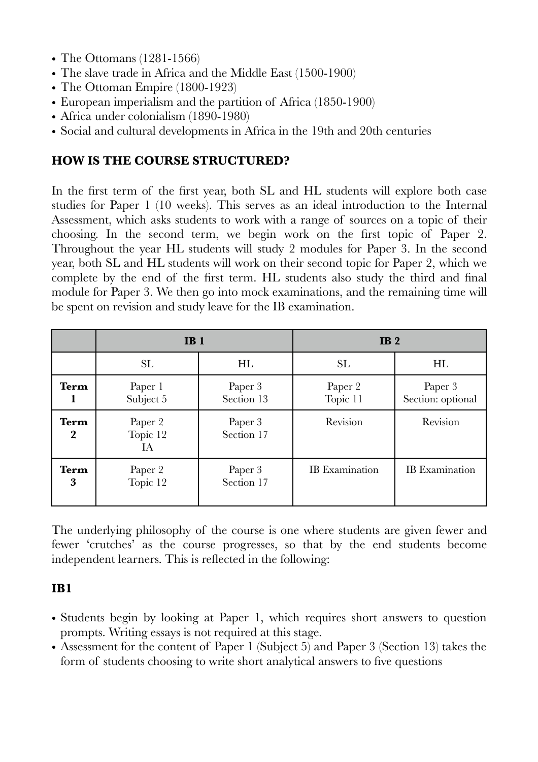- The Ottomans (1281-1566)
- The slave trade in Africa and the Middle East (1500-1900)
- The Ottoman Empire (1800-1923)
- European imperialism and the partition of Africa (1850-1900)
- Africa under colonialism (1890-1980)
- Social and cultural developments in Africa in the 19th and 20th centuries

## HOW IS THE COURSE STRUCTURED?

In the first term of the first year, both SL and HL students will explore both case studies for Paper 1 (10 weeks). This serves as an ideal introduction to the Internal Assessment, which asks students to work with a range of sources on a topic of their choosing. In the second term, we begin work on the first topic of Paper 2. Throughout the year HL students will study 2 modules for Paper 3. In the second year, both SL and HL students will work on their second topic for Paper 2, which we complete by the end of the first term. HL students also study the third and final module for Paper 3. We then go into mock examinations, and the remaining time will be spent on revision and study leave for the IB examination.

| | **IB 1** | | **IB 2** | |
|---|---|---|---|---|
| | SL | HL | SL | HL |
| **Term 1** | Paper 1<br>Subject 5 | Paper 3<br>Section 13 | Paper 2<br>Topic 11 | Paper 3<br>Section: optional |
| **Term 2** | Paper 2<br>Topic 12<br>IA | Paper 3<br>Section 17 | Revision | Revision |
| **Term 3** | Paper 2<br>Topic 12 | Paper 3<br>Section 17 | IB Examination | IB Examination |

The underlying philosophy of the course is one where students are given fewer and fewer 'crutches' as the course progresses, so that by the end students become independent learners. This is reflected in the following:

## IB1

- Students begin by looking at Paper 1, which requires short answers to question prompts. Writing essays is not required at this stage.
- Assessment for the content of Paper 1 (Subject 5) and Paper 3 (Section 13) takes the form of students choosing to write short analytical answers to five questions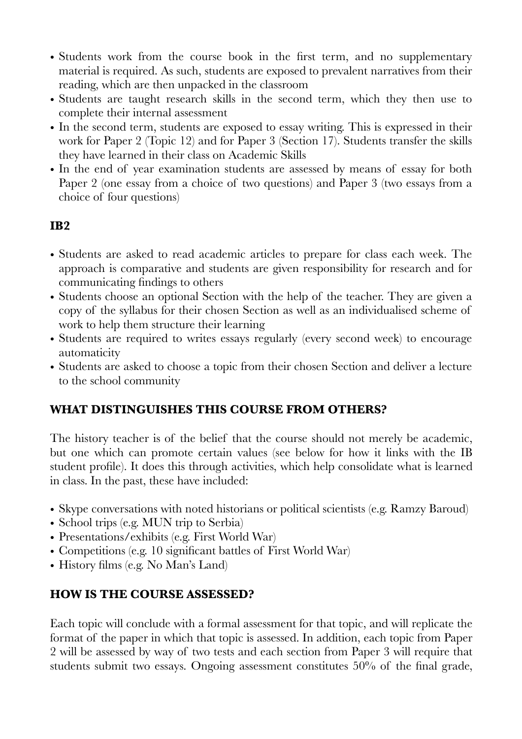- Students work from the course book in the first term, and no supplementary material is required. As such, students are exposed to prevalent narratives from their reading, which are then unpacked in the classroom
- Students are taught research skills in the second term, which they then use to complete their internal assessment
- In the second term, students are exposed to essay writing. This is expressed in their work for Paper 2 (Topic 12) and for Paper 3 (Section 17). Students transfer the skills they have learned in their class on Academic Skills
- In the end of year examination students are assessed by means of essay for both Paper 2 (one essay from a choice of two questions) and Paper 3 (two essays from a choice of four questions)

### IB2

- Students are asked to read academic articles to prepare for class each week. The approach is comparative and students are given responsibility for research and for communicating findings to others
- Students choose an optional Section with the help of the teacher. They are given a copy of the syllabus for their chosen Section as well as an individualised scheme of work to help them structure their learning
- Students are required to writes essays regularly (every second week) to encourage automaticity
- Students are asked to choose a topic from their chosen Section and deliver a lecture to the school community

## WHAT DISTINGUISHES THIS COURSE FROM OTHERS?

The history teacher is of the belief that the course should not merely be academic, but one which can promote certain values (see below for how it links with the IB student profile). It does this through activities, which help consolidate what is learned in class. In the past, these have included:

- Skype conversations with noted historians or political scientists (e.g. Ramzy Baroud)
- School trips (e.g. MUN trip to Serbia)
- Presentations/exhibits (e.g. First World War)
- Competitions (e.g. 10 significant battles of First World War)
- History films (e.g. No Man's Land)

## HOW IS THE COURSE ASSESSED?

Each topic will conclude with a formal assessment for that topic, and will replicate the format of the paper in which that topic is assessed. In addition, each topic from Paper 2 will be assessed by way of two tests and each section from Paper 3 will require that students submit two essays. Ongoing assessment constitutes 50% of the final grade,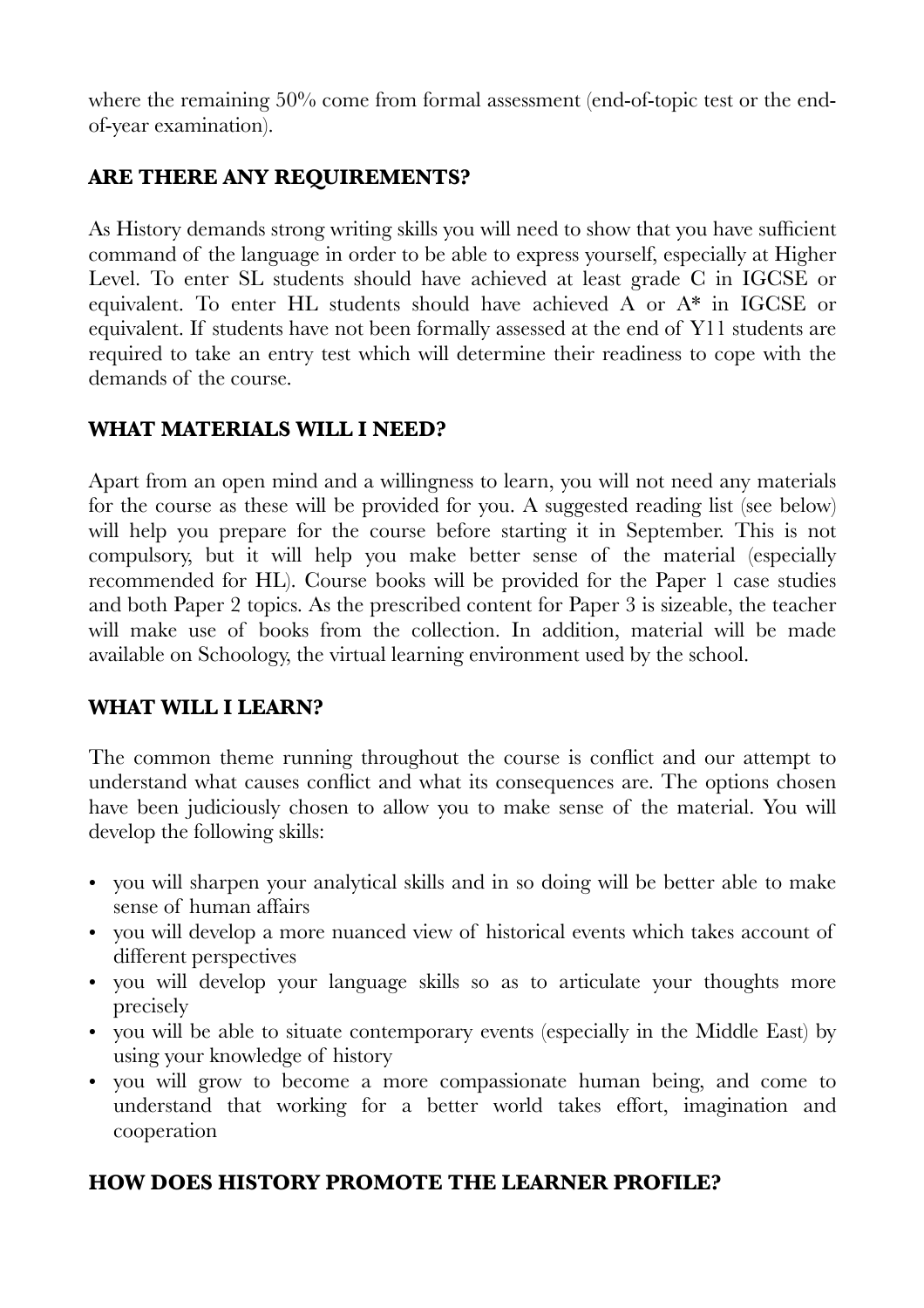where the remaining 50% come from formal assessment (end-of-topic test or the end-of-year examination).

## ARE THERE ANY REQUIREMENTS?

As History demands strong writing skills you will need to show that you have sufficient command of the language in order to be able to express yourself, especially at Higher Level. To enter SL students should have achieved at least grade C in IGCSE or equivalent. To enter HL students should have achieved A or A* in IGCSE or equivalent. If students have not been formally assessed at the end of Y11 students are required to take an entry test which will determine their readiness to cope with the demands of the course.

## WHAT MATERIALS WILL I NEED?

Apart from an open mind and a willingness to learn, you will not need any materials for the course as these will be provided for you. A suggested reading list (see below) will help you prepare for the course before starting it in September. This is not compulsory, but it will help you make better sense of the material (especially recommended for HL). Course books will be provided for the Paper 1 case studies and both Paper 2 topics. As the prescribed content for Paper 3 is sizeable, the teacher will make use of books from the collection. In addition, material will be made available on Schoology, the virtual learning environment used by the school.

## WHAT WILL I LEARN?

The common theme running throughout the course is conflict and our attempt to understand what causes conflict and what its consequences are. The options chosen have been judiciously chosen to allow you to make sense of the material. You will develop the following skills:

- you will sharpen your analytical skills and in so doing will be better able to make sense of human affairs
- you will develop a more nuanced view of historical events which takes account of different perspectives
- you will develop your language skills so as to articulate your thoughts more precisely
- you will be able to situate contemporary events (especially in the Middle East) by using your knowledge of history
- you will grow to become a more compassionate human being, and come to understand that working for a better world takes effort, imagination and cooperation

## HOW DOES HISTORY PROMOTE THE LEARNER PROFILE?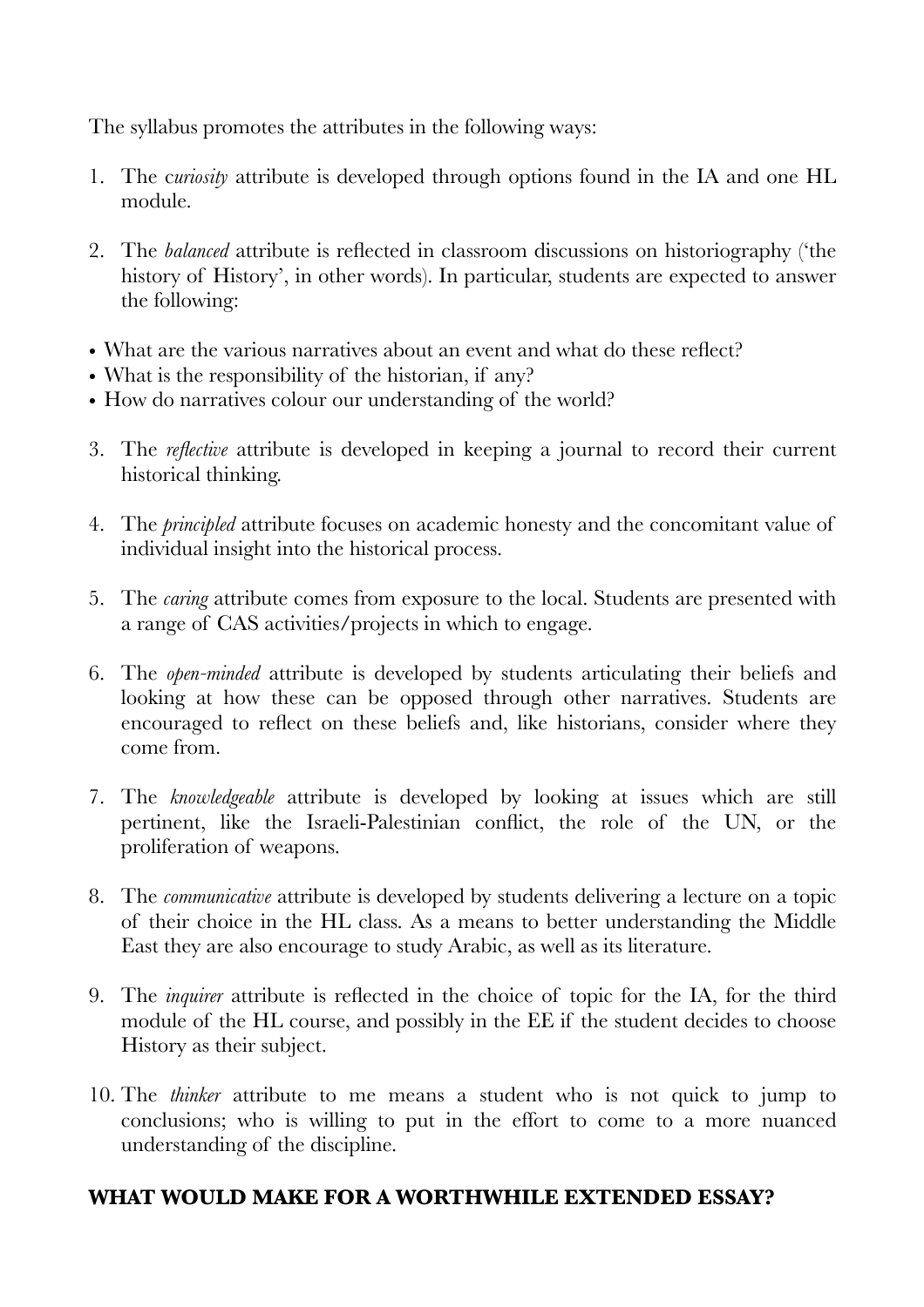The syllabus promotes the attributes in the following ways:

1. The c*uriosity* attribute is developed through options found in the IA and one HL module.

2. The *balanced* attribute is reflected in classroom discussions on historiography ('the history of History', in other words). In particular, students are expected to answer the following:

- What are the various narratives about an event and what do these reflect?
- What is the responsibility of the historian, if any?
- How do narratives colour our understanding of the world?

3. The *reflective* attribute is developed in keeping a journal to record their current historical thinking.

4. The *principled* attribute focuses on academic honesty and the concomitant value of individual insight into the historical process.

5. The *caring* attribute comes from exposure to the local. Students are presented with a range of CAS activities/projects in which to engage.

6. The *open-minded* attribute is developed by students articulating their beliefs and looking at how these can be opposed through other narratives. Students are encouraged to reflect on these beliefs and, like historians, consider where they come from.

7. The *knowledgeable* attribute is developed by looking at issues which are still pertinent, like the Israeli-Palestinian conflict, the role of the UN, or the proliferation of weapons.

8. The *communicative* attribute is developed by students delivering a lecture on a topic of their choice in the HL class. As a means to better understanding the Middle East they are also encourage to study Arabic, as well as its literature.

9. The *inquirer* attribute is reflected in the choice of topic for the IA, for the third module of the HL course, and possibly in the EE if the student decides to choose History as their subject.

10. The *thinker* attribute to me means a student who is not quick to jump to conclusions; who is willing to put in the effort to come to a more nuanced understanding of the discipline.

## WHAT WOULD MAKE FOR A WORTHWHILE EXTENDED ESSAY?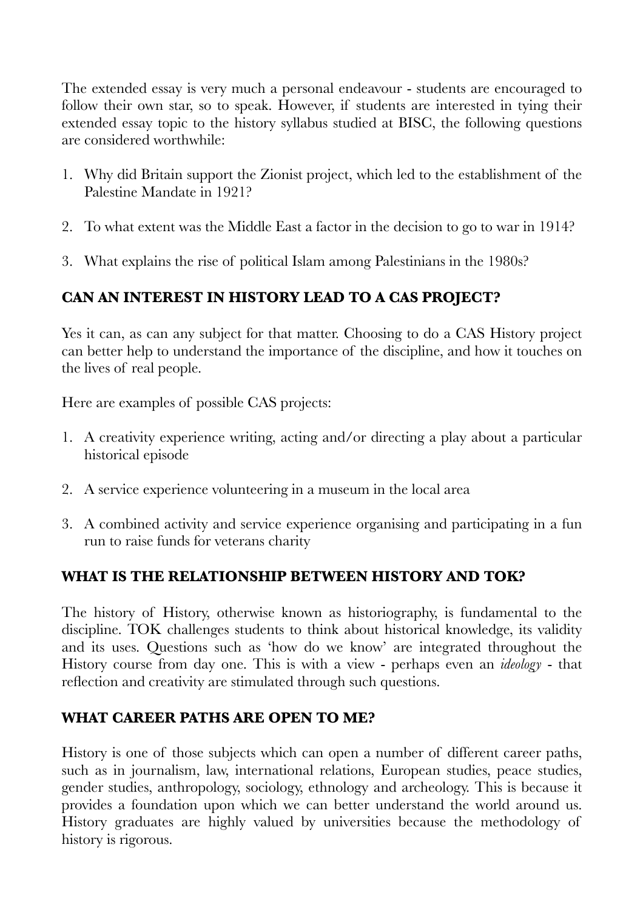The extended essay is very much a personal endeavour - students are encouraged to follow their own star, so to speak. However, if students are interested in tying their extended essay topic to the history syllabus studied at BISC, the following questions are considered worthwhile:

1. Why did Britain support the Zionist project, which led to the establishment of the Palestine Mandate in 1921?

2. To what extent was the Middle East a factor in the decision to go to war in 1914?

3. What explains the rise of political Islam among Palestinians in the 1980s?

## CAN AN INTEREST IN HISTORY LEAD TO A CAS PROJECT?

Yes it can, as can any subject for that matter. Choosing to do a CAS History project can better help to understand the importance of the discipline, and how it touches on the lives of real people.

Here are examples of possible CAS projects:

1. A creativity experience writing, acting and/or directing a play about a particular historical episode

2. A service experience volunteering in a museum in the local area

3. A combined activity and service experience organising and participating in a fun run to raise funds for veterans charity

## WHAT IS THE RELATIONSHIP BETWEEN HISTORY AND TOK?

The history of History, otherwise known as historiography, is fundamental to the discipline. TOK challenges students to think about historical knowledge, its validity and its uses. Questions such as 'how do we know' are integrated throughout the History course from day one. This is with a view - perhaps even an *ideology* - that reflection and creativity are stimulated through such questions.

## WHAT CAREER PATHS ARE OPEN TO ME?

History is one of those subjects which can open a number of different career paths, such as in journalism, law, international relations, European studies, peace studies, gender studies, anthropology, sociology, ethnology and archeology. This is because it provides a foundation upon which we can better understand the world around us. History graduates are highly valued by universities because the methodology of history is rigorous.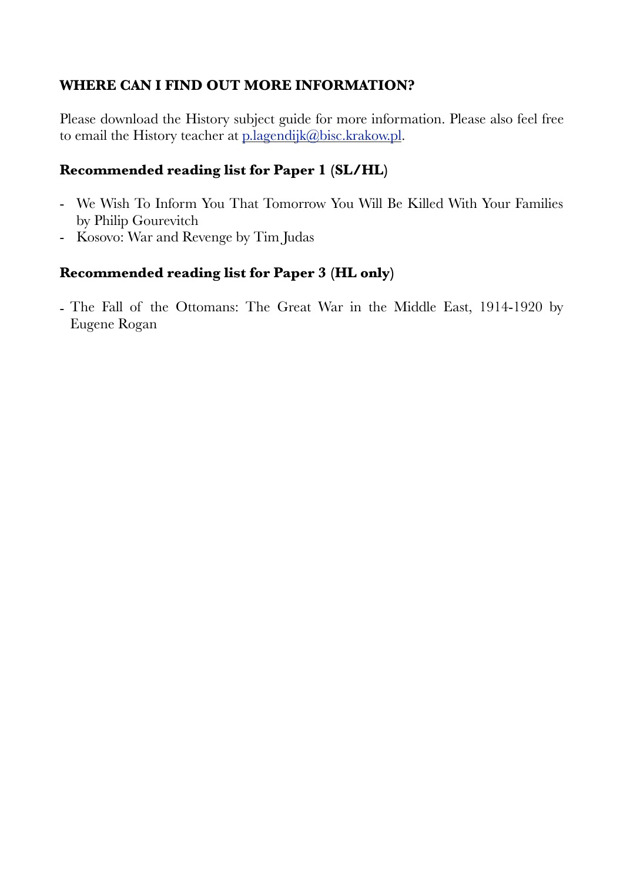## WHERE CAN I FIND OUT MORE INFORMATION?

Please download the History subject guide for more information. Please also feel free to email the History teacher at p.lagendijk@bisc.krakow.pl.

### Recommended reading list for Paper 1 (SL/HL)

- We Wish To Inform You That Tomorrow You Will Be Killed With Your Families by Philip Gourevitch
- Kosovo: War and Revenge by Tim Judas

### Recommended reading list for Paper 3 (HL only)

- The Fall of the Ottomans: The Great War in the Middle East, 1914-1920 by Eugene Rogan